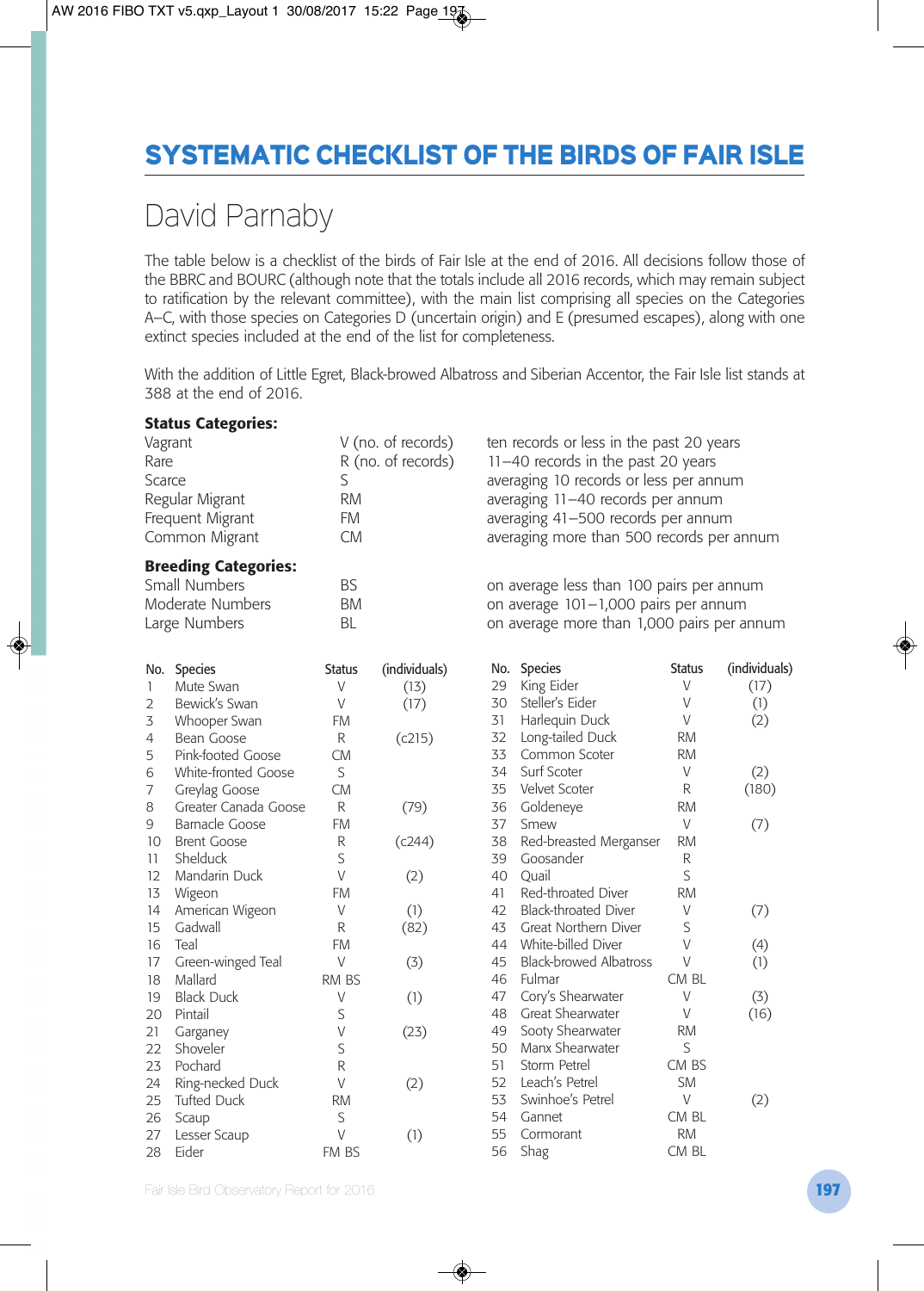# SYSTEMATIC CHECKLIST OF THE BIRDS OF FAIR ISLE

## David Parnaby

The table below is a checklist of the birds of Fair Isle at the end of 2016. All decisions follow those of the BBRC and BOURC (although note that the totals include all 2016 records, which may remain subject to ratification by the relevant committee), with the main list comprising all species on the Categories A–C, with those species on Categories D (uncertain origin) and E (presumed escapes), along with one extinct species included at the end of the list for completeness.

With the addition of Little Egret, Black-browed Albatross and Siberian Accentor, the Fair Isle list stands at 388 at the end of 2016.

**Status Categories:**

| | | |
|---|---|---|
| Vagrant | V (no. of records) | ten records or less in the past 20 years |
| Rare | R (no. of records) | 11–40 records in the past 20 years |
| Scarce | S | averaging 10 records or less per annum |
| Regular Migrant | RM | averaging 11–40 records per annum |
| Frequent Migrant | FM | averaging 41–500 records per annum |
| Common Migrant | CM | averaging more than 500 records per annum |

**Breeding Categories:**

| | | |
|---|---|---|
| Small Numbers | BS | on average less than 100 pairs per annum |
| Moderate Numbers | BM | on average 101–1,000 pairs per annum |
| Large Numbers | BL | on average more than 1,000 pairs per annum |

| No. | Species | Status | (individuals) |
|---|---|---|---|
| 1 | Mute Swan | V | (13) |
| 2 | Bewick's Swan | V | (17) |
| 3 | Whooper Swan | FM | |
| 4 | Bean Goose | R | (c215) |
| 5 | Pink-footed Goose | CM | |
| 6 | White-fronted Goose | S | |
| 7 | Greylag Goose | CM | |
| 8 | Greater Canada Goose | R | (79) |
| 9 | Barnacle Goose | FM | |
| 10 | Brent Goose | R | (c244) |
| 11 | Shelduck | S | |
| 12 | Mandarin Duck | V | (2) |
| 13 | Wigeon | FM | |
| 14 | American Wigeon | V | (1) |
| 15 | Gadwall | R | (82) |
| 16 | Teal | FM | |
| 17 | Green-winged Teal | V | (3) |
| 18 | Mallard | RM BS | |
| 19 | Black Duck | V | (1) |
| 20 | Pintail | S | |
| 21 | Garganey | V | (23) |
| 22 | Shoveler | S | |
| 23 | Pochard | R | |
| 24 | Ring-necked Duck | V | (2) |
| 25 | Tufted Duck | RM | |
| 26 | Scaup | S | |
| 27 | Lesser Scaup | V | (1) |
| 28 | Eider | FM BS | |
| 29 | King Eider | V | (17) |
| 30 | Steller's Eider | V | (1) |
| 31 | Harlequin Duck | V | (2) |
| 32 | Long-tailed Duck | RM | |
| 33 | Common Scoter | RM | |
| 34 | Surf Scoter | V | (2) |
| 35 | Velvet Scoter | R | (180) |
| 36 | Goldeneye | RM | |
| 37 | Smew | V | (7) |
| 38 | Red-breasted Merganser | RM | |
| 39 | Goosander | R | |
| 40 | Quail | S | |
| 41 | Red-throated Diver | RM | |
| 42 | Black-throated Diver | V | (7) |
| 43 | Great Northern Diver | S | |
| 44 | White-billed Diver | V | (4) |
| 45 | Black-browed Albatross | V | (1) |
| 46 | Fulmar | CM BL | |
| 47 | Cory's Shearwater | V | (3) |
| 48 | Great Shearwater | V | (16) |
| 49 | Sooty Shearwater | RM | |
| 50 | Manx Shearwater | S | |
| 51 | Storm Petrel | CM BS | |
| 52 | Leach's Petrel | SM | |
| 53 | Swinhoe's Petrel | V | (2) |
| 54 | Gannet | CM BL | |
| 55 | Cormorant | RM | |
| 56 | Shag | CM BL | |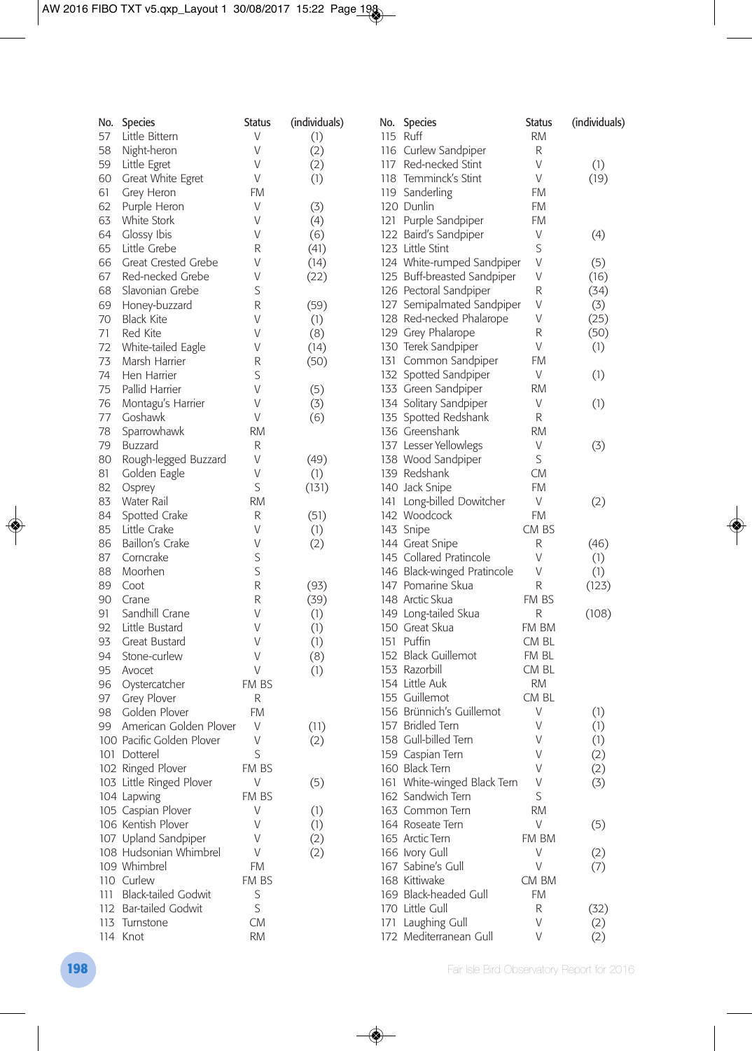| No. | Species | Status | (individuals) |
|---|---|---|---|
| 57 | Little Bittern | V | (1) |
| 58 | Night-heron | V | (2) |
| 59 | Little Egret | V | (2) |
| 60 | Great White Egret | V | (1) |
| 61 | Grey Heron | FM | |
| 62 | Purple Heron | V | (3) |
| 63 | White Stork | V | (4) |
| 64 | Glossy Ibis | V | (6) |
| 65 | Little Grebe | R | (41) |
| 66 | Great Crested Grebe | V | (14) |
| 67 | Red-necked Grebe | V | (22) |
| 68 | Slavonian Grebe | S | |
| 69 | Honey-buzzard | R | (59) |
| 70 | Black Kite | V | (1) |
| 71 | Red Kite | V | (8) |
| 72 | White-tailed Eagle | V | (14) |
| 73 | Marsh Harrier | R | (50) |
| 74 | Hen Harrier | S | |
| 75 | Pallid Harrier | V | (5) |
| 76 | Montagu's Harrier | V | (3) |
| 77 | Goshawk | V | (6) |
| 78 | Sparrowhawk | RM | |
| 79 | Buzzard | R | |
| 80 | Rough-legged Buzzard | V | (49) |
| 81 | Golden Eagle | V | (1) |
| 82 | Osprey | S | (131) |
| 83 | Water Rail | RM | |
| 84 | Spotted Crake | R | (51) |
| 85 | Little Crake | V | (1) |
| 86 | Baillon's Crake | V | (2) |
| 87 | Corncrake | S | |
| 88 | Moorhen | S | |
| 89 | Coot | R | (93) |
| 90 | Crane | R | (39) |
| 91 | Sandhill Crane | V | (1) |
| 92 | Little Bustard | V | (1) |
| 93 | Great Bustard | V | (1) |
| 94 | Stone-curlew | V | (8) |
| 95 | Avocet | V | (1) |
| 96 | Oystercatcher | FM BS | |
| 97 | Grey Plover | R | |
| 98 | Golden Plover | FM | |
| 99 | American Golden Plover | V | (11) |
| 100 | Pacific Golden Plover | V | (2) |
| 101 | Dotterel | S | |
| 102 | Ringed Plover | FM BS | |
| 103 | Little Ringed Plover | V | (5) |
| 104 | Lapwing | FM BS | |
| 105 | Caspian Plover | V | (1) |
| 106 | Kentish Plover | V | (1) |
| 107 | Upland Sandpiper | V | (2) |
| 108 | Hudsonian Whimbrel | V | (2) |
| 109 | Whimbrel | FM | |
| 110 | Curlew | FM BS | |
| 111 | Black-tailed Godwit | S | |
| 112 | Bar-tailed Godwit | S | |
| 113 | Turnstone | CM | |
| 114 | Knot | RM | |
| 115 | Ruff | RM | |
| 116 | Curlew Sandpiper | R | |
| 117 | Red-necked Stint | V | (1) |
| 118 | Temminck's Stint | V | (19) |
| 119 | Sanderling | FM | |
| 120 | Dunlin | FM | |
| 121 | Purple Sandpiper | FM | |
| 122 | Baird's Sandpiper | V | (4) |
| 123 | Little Stint | S | |
| 124 | White-rumped Sandpiper | V | (5) |
| 125 | Buff-breasted Sandpiper | V | (16) |
| 126 | Pectoral Sandpiper | R | (34) |
| 127 | Semipalmated Sandpiper | V | (3) |
| 128 | Red-necked Phalarope | V | (25) |
| 129 | Grey Phalarope | R | (50) |
| 130 | Terek Sandpiper | V | (1) |
| 131 | Common Sandpiper | FM | |
| 132 | Spotted Sandpiper | V | (1) |
| 133 | Green Sandpiper | RM | |
| 134 | Solitary Sandpiper | V | (1) |
| 135 | Spotted Redshank | R | |
| 136 | Greenshank | RM | |
| 137 | Lesser Yellowlegs | V | (3) |
| 138 | Wood Sandpiper | S | |
| 139 | Redshank | CM | |
| 140 | Jack Snipe | FM | |
| 141 | Long-billed Dowitcher | V | (2) |
| 142 | Woodcock | FM | |
| 143 | Snipe | CM BS | |
| 144 | Great Snipe | R | (46) |
| 145 | Collared Pratincole | V | (1) |
| 146 | Black-winged Pratincole | V | (1) |
| 147 | Pomarine Skua | R | (123) |
| 148 | Arctic Skua | FM BS | |
| 149 | Long-tailed Skua | R | (108) |
| 150 | Great Skua | FM BM | |
| 151 | Puffin | CM BL | |
| 152 | Black Guillemot | FM BL | |
| 153 | Razorbill | CM BL | |
| 154 | Little Auk | RM | |
| 155 | Guillemot | CM BL | |
| 156 | Brünnich's Guillemot | V | (1) |
| 157 | Bridled Tern | V | (1) |
| 158 | Gull-billed Tern | V | (1) |
| 159 | Caspian Tern | V | (2) |
| 160 | Black Tern | V | (2) |
| 161 | White-winged Black Tern | V | (3) |
| 162 | Sandwich Tern | S | |
| 163 | Common Tern | RM | |
| 164 | Roseate Tern | V | (5) |
| 165 | Arctic Tern | FM BM | |
| 166 | Ivory Gull | V | (2) |
| 167 | Sabine's Gull | V | (7) |
| 168 | Kittiwake | CM BM | |
| 169 | Black-headed Gull | FM | |
| 170 | Little Gull | R | (32) |
| 171 | Laughing Gull | V | (2) |
| 172 | Mediterranean Gull | V | (2) |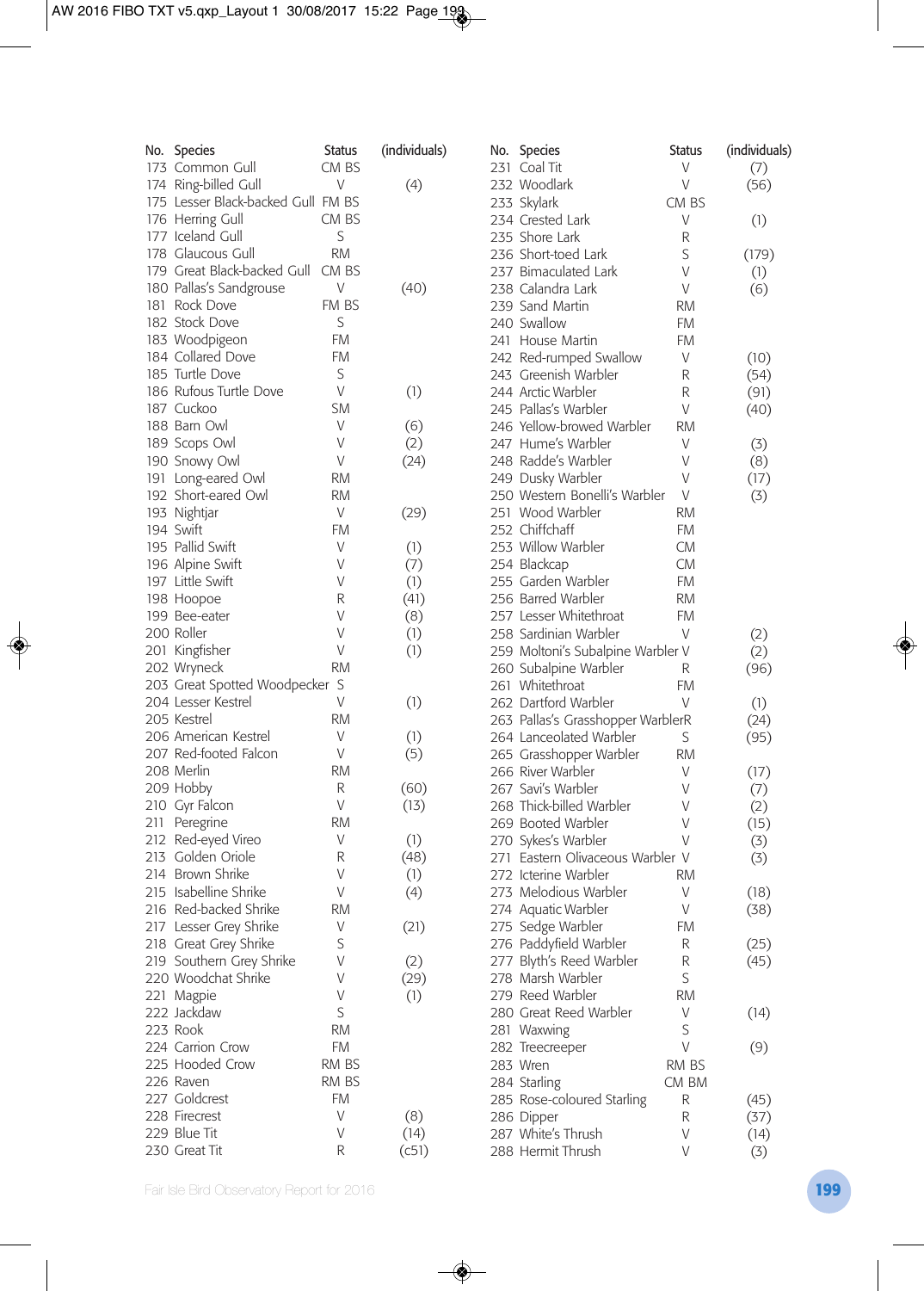| No. | Species | Status | (individuals) |
|---|---|---|---|
| 173 | Common Gull | CM BS | |
| 174 | Ring-billed Gull | V | (4) |
| 175 | Lesser Black-backed Gull | FM BS | |
| 176 | Herring Gull | CM BS | |
| 177 | Iceland Gull | S | |
| 178 | Glaucous Gull | RM | |
| 179 | Great Black-backed Gull | CM BS | |
| 180 | Pallas's Sandgrouse | V | (40) |
| 181 | Rock Dove | FM BS | |
| 182 | Stock Dove | S | |
| 183 | Woodpigeon | FM | |
| 184 | Collared Dove | FM | |
| 185 | Turtle Dove | S | |
| 186 | Rufous Turtle Dove | V | (1) |
| 187 | Cuckoo | SM | |
| 188 | Barn Owl | V | (6) |
| 189 | Scops Owl | V | (2) |
| 190 | Snowy Owl | V | (24) |
| 191 | Long-eared Owl | RM | |
| 192 | Short-eared Owl | RM | |
| 193 | Nightjar | V | (29) |
| 194 | Swift | FM | |
| 195 | Pallid Swift | V | (1) |
| 196 | Alpine Swift | V | (7) |
| 197 | Little Swift | V | (1) |
| 198 | Hoopoe | R | (41) |
| 199 | Bee-eater | V | (8) |
| 200 | Roller | V | (1) |
| 201 | Kingfisher | V | (1) |
| 202 | Wryneck | RM | |
| 203 | Great Spotted Woodpecker | S | |
| 204 | Lesser Kestrel | V | (1) |
| 205 | Kestrel | RM | |
| 206 | American Kestrel | V | (1) |
| 207 | Red-footed Falcon | V | (5) |
| 208 | Merlin | RM | |
| 209 | Hobby | R | (60) |
| 210 | Gyr Falcon | V | (13) |
| 211 | Peregrine | RM | |
| 212 | Red-eyed Vireo | V | (1) |
| 213 | Golden Oriole | R | (48) |
| 214 | Brown Shrike | V | (1) |
| 215 | Isabelline Shrike | V | (4) |
| 216 | Red-backed Shrike | RM | |
| 217 | Lesser Grey Shrike | V | (21) |
| 218 | Great Grey Shrike | S | |
| 219 | Southern Grey Shrike | V | (2) |
| 220 | Woodchat Shrike | V | (29) |
| 221 | Magpie | V | (1) |
| 222 | Jackdaw | S | |
| 223 | Rook | RM | |
| 224 | Carrion Crow | FM | |
| 225 | Hooded Crow | RM BS | |
| 226 | Raven | RM BS | |
| 227 | Goldcrest | FM | |
| 228 | Firecrest | V | (8) |
| 229 | Blue Tit | V | (14) |
| 230 | Great Tit | R | (c51) |
| 231 | Coal Tit | V | (7) |
| 232 | Woodlark | V | (56) |
| 233 | Skylark | CM BS | |
| 234 | Crested Lark | V | (1) |
| 235 | Shore Lark | R | |
| 236 | Short-toed Lark | S | (179) |
| 237 | Bimaculated Lark | V | (1) |
| 238 | Calandra Lark | V | (6) |
| 239 | Sand Martin | RM | |
| 240 | Swallow | FM | |
| 241 | House Martin | FM | |
| 242 | Red-rumped Swallow | V | (10) |
| 243 | Greenish Warbler | R | (54) |
| 244 | Arctic Warbler | R | (91) |
| 245 | Pallas's Warbler | V | (40) |
| 246 | Yellow-browed Warbler | RM | |
| 247 | Hume's Warbler | V | (3) |
| 248 | Radde's Warbler | V | (8) |
| 249 | Dusky Warbler | V | (17) |
| 250 | Western Bonelli's Warbler | V | (3) |
| 251 | Wood Warbler | RM | |
| 252 | Chiffchaff | FM | |
| 253 | Willow Warbler | CM | |
| 254 | Blackcap | CM | |
| 255 | Garden Warbler | FM | |
| 256 | Barred Warbler | RM | |
| 257 | Lesser Whitethroat | FM | |
| 258 | Sardinian Warbler | V | (2) |
| 259 | Moltoni's Subalpine Warbler | V | (2) |
| 260 | Subalpine Warbler | R | (96) |
| 261 | Whitethroat | FM | |
| 262 | Dartford Warbler | V | (1) |
| 263 | Pallas's Grasshopper Warbler | R | (24) |
| 264 | Lanceolated Warbler | S | (95) |
| 265 | Grasshopper Warbler | RM | |
| 266 | River Warbler | V | (17) |
| 267 | Savi's Warbler | V | (7) |
| 268 | Thick-billed Warbler | V | (2) |
| 269 | Booted Warbler | V | (15) |
| 270 | Sykes's Warbler | V | (3) |
| 271 | Eastern Olivaceous Warbler | V | (3) |
| 272 | Icterine Warbler | RM | |
| 273 | Melodious Warbler | V | (18) |
| 274 | Aquatic Warbler | V | (38) |
| 275 | Sedge Warbler | FM | |
| 276 | Paddyfield Warbler | R | (25) |
| 277 | Blyth's Reed Warbler | R | (45) |
| 278 | Marsh Warbler | S | |
| 279 | Reed Warbler | RM | |
| 280 | Great Reed Warbler | V | (14) |
| 281 | Waxwing | S | |
| 282 | Treecreeper | V | (9) |
| 283 | Wren | RM BS | |
| 284 | Starling | CM BM | |
| 285 | Rose-coloured Starling | R | (45) |
| 286 | Dipper | R | (37) |
| 287 | White's Thrush | V | (14) |
| 288 | Hermit Thrush | V | (3) |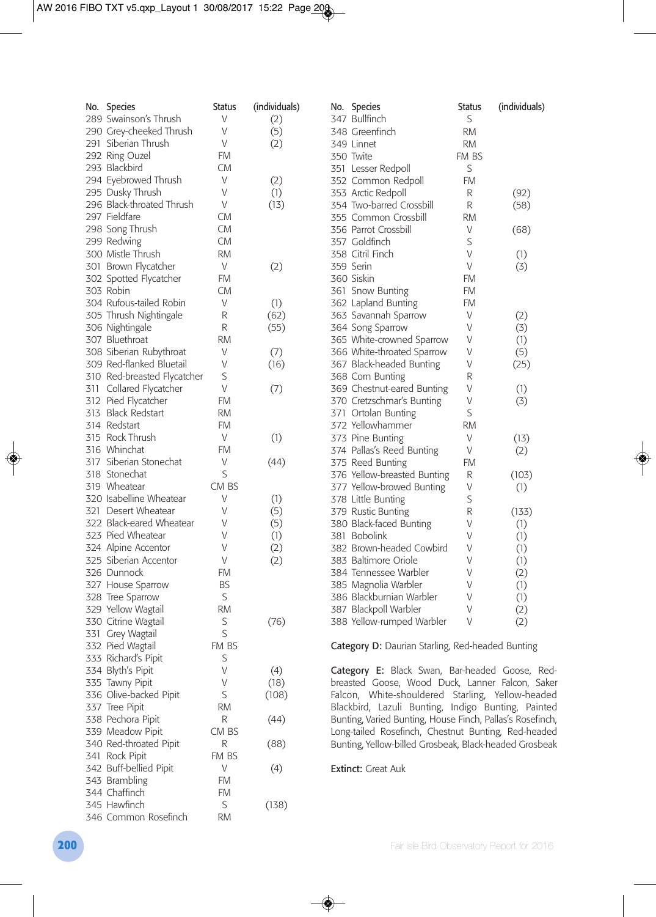| No. | Species | Status | (individuals) |
|---|---|---|---|
| 289 | Swainson's Thrush | V | (2) |
| 290 | Grey-cheeked Thrush | V | (5) |
| 291 | Siberian Thrush | V | (2) |
| 292 | Ring Ouzel | FM | |
| 293 | Blackbird | CM | |
| 294 | Eyebrowed Thrush | V | (2) |
| 295 | Dusky Thrush | V | (1) |
| 296 | Black-throated Thrush | V | (13) |
| 297 | Fieldfare | CM | |
| 298 | Song Thrush | CM | |
| 299 | Redwing | CM | |
| 300 | Mistle Thrush | RM | |
| 301 | Brown Flycatcher | V | (2) |
| 302 | Spotted Flycatcher | FM | |
| 303 | Robin | CM | |
| 304 | Rufous-tailed Robin | V | (1) |
| 305 | Thrush Nightingale | R | (62) |
| 306 | Nightingale | R | (55) |
| 307 | Bluethroat | RM | |
| 308 | Siberian Rubythroat | V | (7) |
| 309 | Red-flanked Bluetail | V | (16) |
| 310 | Red-breasted Flycatcher | S | |
| 311 | Collared Flycatcher | V | (7) |
| 312 | Pied Flycatcher | FM | |
| 313 | Black Redstart | RM | |
| 314 | Redstart | FM | |
| 315 | Rock Thrush | V | (1) |
| 316 | Whinchat | FM | |
| 317 | Siberian Stonechat | V | (44) |
| 318 | Stonechat | S | |
| 319 | Wheatear | CM BS | |
| 320 | Isabelline Wheatear | V | (1) |
| 321 | Desert Wheatear | V | (5) |
| 322 | Black-eared Wheatear | V | (5) |
| 323 | Pied Wheatear | V | (1) |
| 324 | Alpine Accentor | V | (2) |
| 325 | Siberian Accentor | V | (2) |
| 326 | Dunnock | FM | |
| 327 | House Sparrow | BS | |
| 328 | Tree Sparrow | S | |
| 329 | Yellow Wagtail | RM | |
| 330 | Citrine Wagtail | S | (76) |
| 331 | Grey Wagtail | S | |
| 332 | Pied Wagtail | FM BS | |
| 333 | Richard's Pipit | S | |
| 334 | Blyth's Pipit | V | (4) |
| 335 | Tawny Pipit | V | (18) |
| 336 | Olive-backed Pipit | S | (108) |
| 337 | Tree Pipit | RM | |
| 338 | Pechora Pipit | R | (44) |
| 339 | Meadow Pipit | CM BS | |
| 340 | Red-throated Pipit | R | (88) |
| 341 | Rock Pipit | FM BS | |
| 342 | Buff-bellied Pipit | V | (4) |
| 343 | Brambling | FM | |
| 344 | Chaffinch | FM | |
| 345 | Hawfinch | S | (138) |
| 346 | Common Rosefinch | RM | |
| 347 | Bullfinch | S | |
| 348 | Greenfinch | RM | |
| 349 | Linnet | RM | |
| 350 | Twite | FM BS | |
| 351 | Lesser Redpoll | S | |
| 352 | Common Redpoll | FM | |
| 353 | Arctic Redpoll | R | (92) |
| 354 | Two-barred Crossbill | R | (58) |
| 355 | Common Crossbill | RM | |
| 356 | Parrot Crossbill | V | (68) |
| 357 | Goldfinch | S | |
| 358 | Citril Finch | V | (1) |
| 359 | Serin | V | (3) |
| 360 | Siskin | FM | |
| 361 | Snow Bunting | FM | |
| 362 | Lapland Bunting | FM | |
| 363 | Savannah Sparrow | V | (2) |
| 364 | Song Sparrow | V | (3) |
| 365 | White-crowned Sparrow | V | (1) |
| 366 | White-throated Sparrow | V | (5) |
| 367 | Black-headed Bunting | V | (25) |
| 368 | Corn Bunting | R | |
| 369 | Chestnut-eared Bunting | V | (1) |
| 370 | Cretzschmar's Bunting | V | (3) |
| 371 | Ortolan Bunting | S | |
| 372 | Yellowhammer | RM | |
| 373 | Pine Bunting | V | (13) |
| 374 | Pallas's Reed Bunting | V | (2) |
| 375 | Reed Bunting | FM | |
| 376 | Yellow-breasted Bunting | R | (103) |
| 377 | Yellow-browed Bunting | V | (1) |
| 378 | Little Bunting | S | |
| 379 | Rustic Bunting | R | (133) |
| 380 | Black-faced Bunting | V | (1) |
| 381 | Bobolink | V | (1) |
| 382 | Brown-headed Cowbird | V | (1) |
| 383 | Baltimore Oriole | V | (1) |
| 384 | Tennessee Warbler | V | (2) |
| 385 | Magnolia Warbler | V | (1) |
| 386 | Blackburnian Warbler | V | (1) |
| 387 | Blackpoll Warbler | V | (2) |
| 388 | Yellow-rumped Warbler | V | (2) |

**Category D:** Daurian Starling, Red-headed Bunting

**Category E:** Black Swan, Bar-headed Goose, Red-breasted Goose, Wood Duck, Lanner Falcon, Saker Falcon, White-shouldered Starling, Yellow-headed Blackbird, Lazuli Bunting, Indigo Bunting, Painted Bunting, Varied Bunting, House Finch, Pallas's Rosefinch, Long-tailed Rosefinch, Chestnut Bunting, Red-headed Bunting, Yellow-billed Grosbeak, Black-headed Grosbeak

**Extinct:** Great Auk